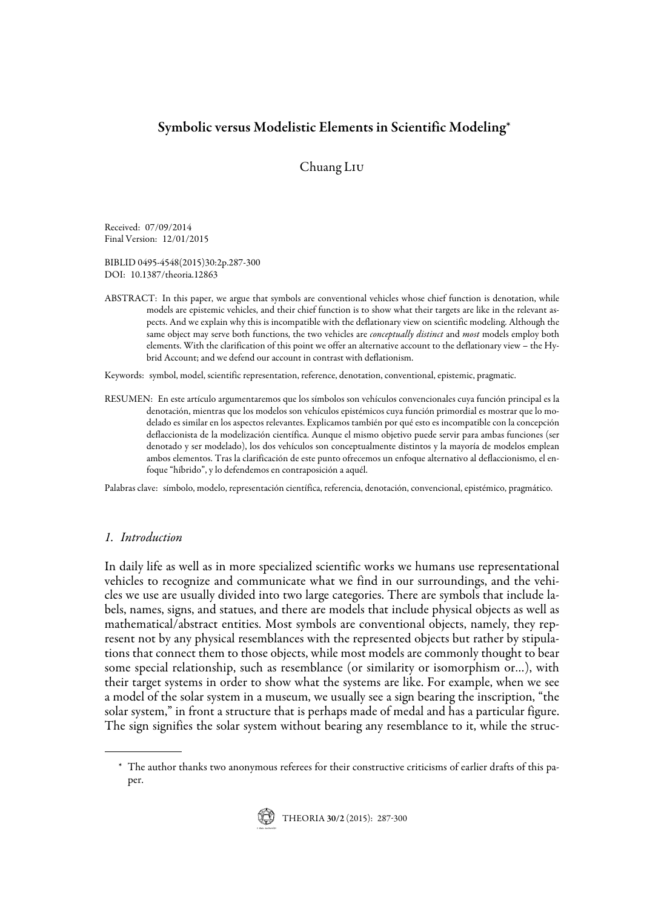# Symbolic versus Modelistic Elements in Scientific Modeling*

Chuang Liu

Received: 07/09/2014
Final Version: 12/01/2015

BIBLID 0495-4548(2015)30:2p.287-300
DOI: 10.1387/theoria.12863

ABSTRACT: In this paper, we argue that symbols are conventional vehicles whose chief function is denotation, while models are epistemic vehicles, and their chief function is to show what their targets are like in the relevant aspects. And we explain why this is incompatible with the deflationary view on scientific modeling. Although the same object may serve both functions, the two vehicles are *conceptually distinct* and *most* models employ both elements. With the clarification of this point we offer an alternative account to the deflationary view – the Hybrid Account; and we defend our account in contrast with deflationism.

Keywords: symbol, model, scientific representation, reference, denotation, conventional, epistemic, pragmatic.

RESUMEN: En este artículo argumentaremos que los símbolos son vehículos convencionales cuya función principal es la denotación, mientras que los modelos son vehículos epistémicos cuya función primordial es mostrar que lo modelado es similar en los aspectos relevantes. Explicamos también por qué esto es incompatible con la concepción deflaccionista de la modelización científica. Aunque el mismo objetivo puede servir para ambas funciones (ser denotado y ser modelado), los dos vehículos son conceptualmente distintos y la mayoría de modelos emplean ambos elementos. Tras la clarificación de este punto ofrecemos un enfoque alternativo al deflaccionismo, el enfoque "híbrido", y lo defendemos en contraposición a aquél.

Palabras clave: símbolo, modelo, representación científica, referencia, denotación, convencional, epistémico, pragmático.

## 1. Introduction

In daily life as well as in more specialized scientific works we humans use representational vehicles to recognize and communicate what we find in our surroundings, and the vehicles we use are usually divided into two large categories. There are symbols that include labels, names, signs, and statues, and there are models that include physical objects as well as mathematical/abstract entities. Most symbols are conventional objects, namely, they represent not by any physical resemblances with the represented objects but rather by stipulations that connect them to those objects, while most models are commonly thought to bear some special relationship, such as resemblance (or similarity or isomorphism or...), with their target systems in order to show what the systems are like. For example, when we see a model of the solar system in a museum, we usually see a sign bearing the inscription, "the solar system," in front a structure that is perhaps made of medal and has a particular figure. The sign signifies the solar system without bearing any resemblance to it, while the struc-

---

* The author thanks two anonymous referees for their constructive criticisms of earlier drafts of this paper.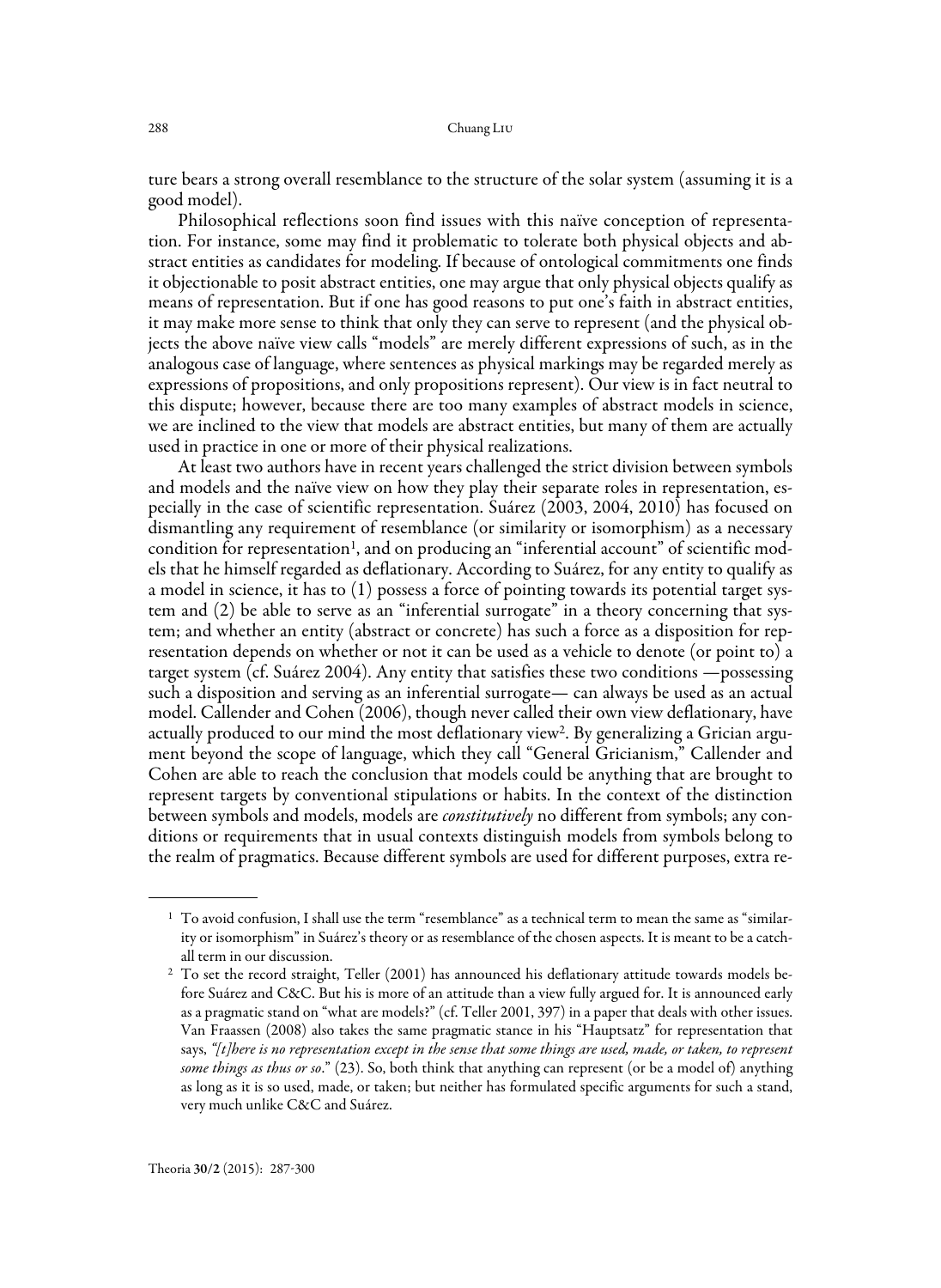ture bears a strong overall resemblance to the structure of the solar system (assuming it is a good model).

Philosophical reflections soon find issues with this naïve conception of representation. For instance, some may find it problematic to tolerate both physical objects and abstract entities as candidates for modeling. If because of ontological commitments one finds it objectionable to posit abstract entities, one may argue that only physical objects qualify as means of representation. But if one has good reasons to put one's faith in abstract entities, it may make more sense to think that only they can serve to represent (and the physical objects the above naïve view calls "models" are merely different expressions of such, as in the analogous case of language, where sentences as physical markings may be regarded merely as expressions of propositions, and only propositions represent). Our view is in fact neutral to this dispute; however, because there are too many examples of abstract models in science, we are inclined to the view that models are abstract entities, but many of them are actually used in practice in one or more of their physical realizations.

At least two authors have in recent years challenged the strict division between symbols and models and the naïve view on how they play their separate roles in representation, especially in the case of scientific representation. Suárez (2003, 2004, 2010) has focused on dismantling any requirement of resemblance (or similarity or isomorphism) as a necessary condition for representation[1], and on producing an "inferential account" of scientific models that he himself regarded as deflationary. According to Suárez, for any entity to qualify as a model in science, it has to (1) possess a force of pointing towards its potential target system and (2) be able to serve as an "inferential surrogate" in a theory concerning that system; and whether an entity (abstract or concrete) has such a force as a disposition for representation depends on whether or not it can be used as a vehicle to denote (or point to) a target system (cf. Suárez 2004). Any entity that satisfies these two conditions —possessing such a disposition and serving as an inferential surrogate— can always be used as an actual model. Callender and Cohen (2006), though never called their own view deflationary, have actually produced to our mind the most deflationary view[2]. By generalizing a Grician argument beyond the scope of language, which they call "General Gricianism," Callender and Cohen are able to reach the conclusion that models could be anything that are brought to represent targets by conventional stipulations or habits. In the context of the distinction between symbols and models, models are *constitutively* no different from symbols; any conditions or requirements that in usual contexts distinguish models from symbols belong to the realm of pragmatics. Because different symbols are used for different purposes, extra re-

[1] To avoid confusion, I shall use the term "resemblance" as a technical term to mean the same as "similarity or isomorphism" in Suárez's theory or as resemblance of the chosen aspects. It is meant to be a catch-all term in our discussion.

[2] To set the record straight, Teller (2001) has announced his deflationary attitude towards models before Suárez and C&C. But his is more of an attitude than a view fully argued for. It is announced early as a pragmatic stand on "what are models?" (cf. Teller 2001, 397) in a paper that deals with other issues. Van Fraassen (2008) also takes the same pragmatic stance in his "Hauptsatz" for representation that says, *"[t]here is no representation except in the sense that some things are used, made, or taken, to represent some things as thus or so."* (23). So, both think that anything can represent (or be a model of) anything as long as it is so used, made, or taken; but neither has formulated specific arguments for such a stand, very much unlike C&C and Suárez.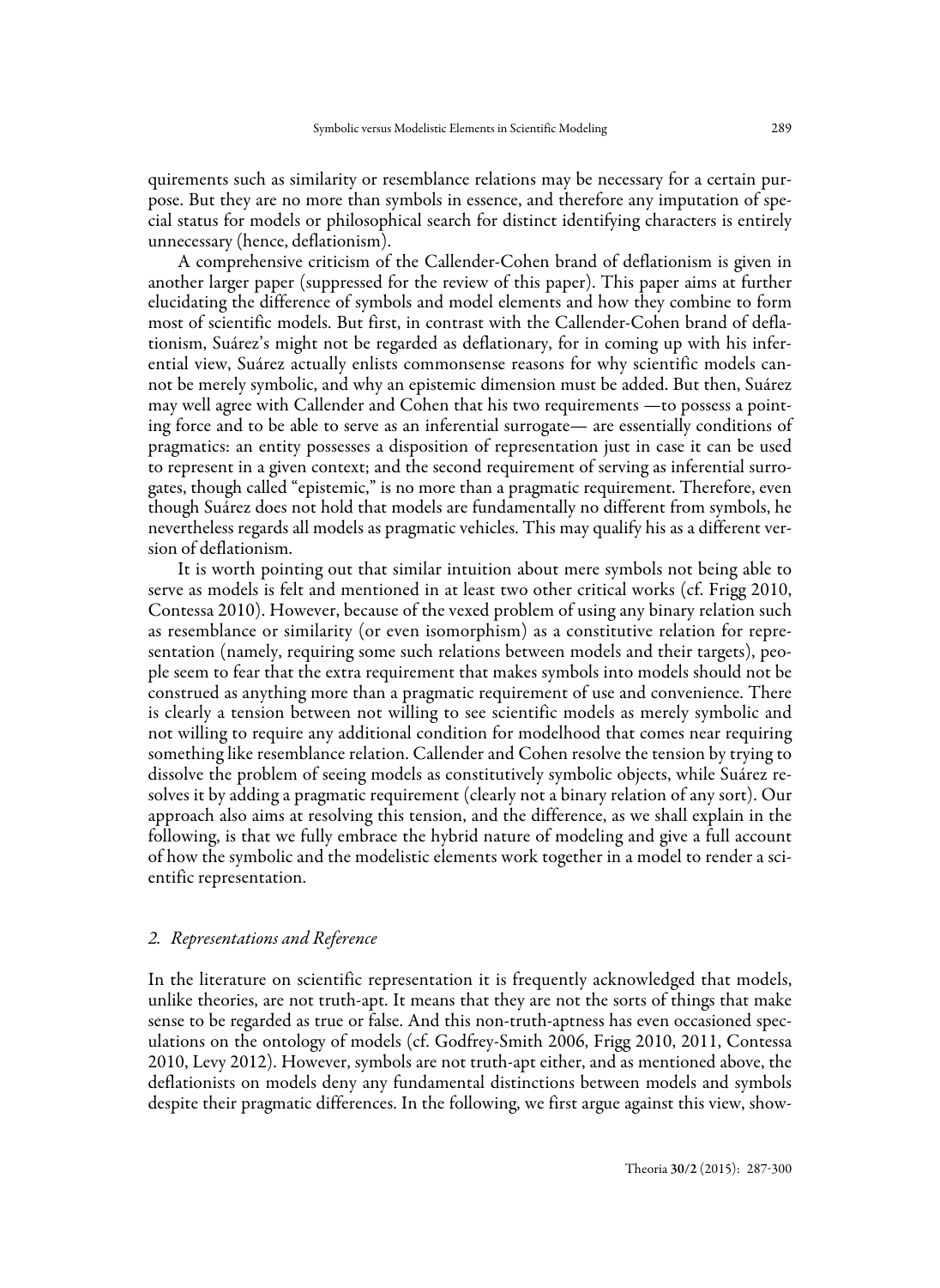quirements such as similarity or resemblance relations may be necessary for a certain purpose. But they are no more than symbols in essence, and therefore any imputation of special status for models or philosophical search for distinct identifying characters is entirely unnecessary (hence, deflationism).

A comprehensive criticism of the Callender-Cohen brand of deflationism is given in another larger paper (suppressed for the review of this paper). This paper aims at further elucidating the difference of symbols and model elements and how they combine to form most of scientific models. But first, in contrast with the Callender-Cohen brand of deflationism, Suárez's might not be regarded as deflationary, for in coming up with his inferential view, Suárez actually enlists commonsense reasons for why scientific models cannot be merely symbolic, and why an epistemic dimension must be added. But then, Suárez may well agree with Callender and Cohen that his two requirements —to possess a pointing force and to be able to serve as an inferential surrogate— are essentially conditions of pragmatics: an entity possesses a disposition of representation just in case it can be used to represent in a given context; and the second requirement of serving as inferential surrogates, though called "epistemic," is no more than a pragmatic requirement. Therefore, even though Suárez does not hold that models are fundamentally no different from symbols, he nevertheless regards all models as pragmatic vehicles. This may qualify his as a different version of deflationism.

It is worth pointing out that similar intuition about mere symbols not being able to serve as models is felt and mentioned in at least two other critical works (cf. Frigg 2010, Contessa 2010). However, because of the vexed problem of using any binary relation such as resemblance or similarity (or even isomorphism) as a constitutive relation for representation (namely, requiring some such relations between models and their targets), people seem to fear that the extra requirement that makes symbols into models should not be construed as anything more than a pragmatic requirement of use and convenience. There is clearly a tension between not willing to see scientific models as merely symbolic and not willing to require any additional condition for modelhood that comes near requiring something like resemblance relation. Callender and Cohen resolve the tension by trying to dissolve the problem of seeing models as constitutively symbolic objects, while Suárez resolves it by adding a pragmatic requirement (clearly not a binary relation of any sort). Our approach also aims at resolving this tension, and the difference, as we shall explain in the following, is that we fully embrace the hybrid nature of modeling and give a full account of how the symbolic and the modelistic elements work together in a model to render a scientific representation.

## 2. *Representations and Reference*

In the literature on scientific representation it is frequently acknowledged that models, unlike theories, are not truth-apt. It means that they are not the sorts of things that make sense to be regarded as true or false. And this non-truth-aptness has even occasioned speculations on the ontology of models (cf. Godfrey-Smith 2006, Frigg 2010, 2011, Contessa 2010, Levy 2012). However, symbols are not truth-apt either, and as mentioned above, the deflationists on models deny any fundamental distinctions between models and symbols despite their pragmatic differences. In the following, we first argue against this view, show-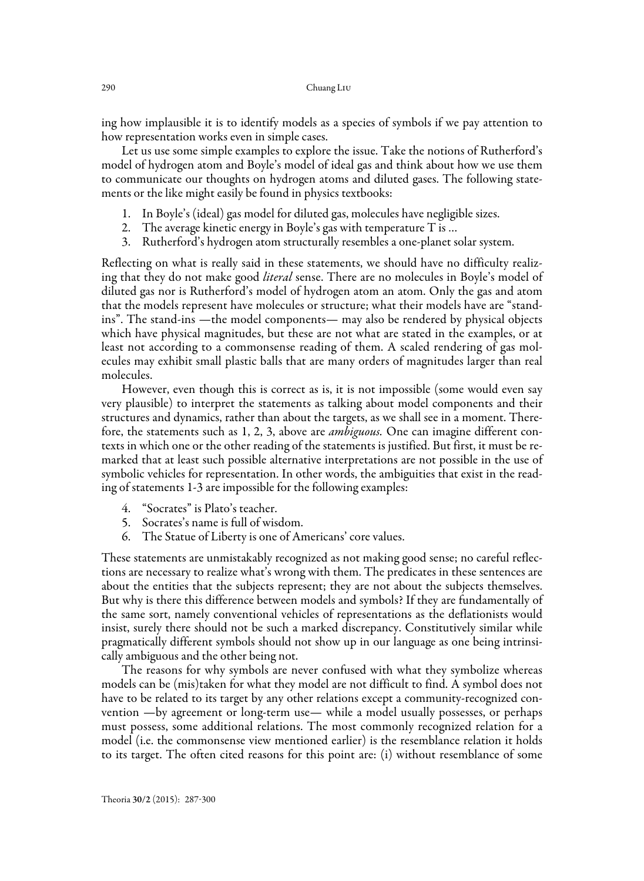ing how implausible it is to identify models as a species of symbols if we pay attention to how representation works even in simple cases.

Let us use some simple examples to explore the issue. Take the notions of Rutherford's model of hydrogen atom and Boyle's model of ideal gas and think about how we use them to communicate our thoughts on hydrogen atoms and diluted gases. The following statements or the like might easily be found in physics textbooks:

1. In Boyle's (ideal) gas model for diluted gas, molecules have negligible sizes.
2. The average kinetic energy in Boyle's gas with temperature T is ...
3. Rutherford's hydrogen atom structurally resembles a one-planet solar system.

Reflecting on what is really said in these statements, we should have no difficulty realizing that they do not make good *literal* sense. There are no molecules in Boyle's model of diluted gas nor is Rutherford's model of hydrogen atom an atom. Only the gas and atom that the models represent have molecules or structure; what their models have are "stand-ins". The stand-ins —the model components— may also be rendered by physical objects which have physical magnitudes, but these are not what are stated in the examples, or at least not according to a commonsense reading of them. A scaled rendering of gas molecules may exhibit small plastic balls that are many orders of magnitudes larger than real molecules.

However, even though this is correct as is, it is not impossible (some would even say very plausible) to interpret the statements as talking about model components and their structures and dynamics, rather than about the targets, as we shall see in a moment. Therefore, the statements such as 1, 2, 3, above are *ambiguous.* One can imagine different contexts in which one or the other reading of the statements is justified. But first, it must be remarked that at least such possible alternative interpretations are not possible in the use of symbolic vehicles for representation. In other words, the ambiguities that exist in the reading of statements 1-3 are impossible for the following examples:

4. "Socrates" is Plato's teacher.
5. Socrates's name is full of wisdom.
6. The Statue of Liberty is one of Americans' core values.

These statements are unmistakably recognized as not making good sense; no careful reflections are necessary to realize what's wrong with them. The predicates in these sentences are about the entities that the subjects represent; they are not about the subjects themselves. But why is there this difference between models and symbols? If they are fundamentally of the same sort, namely conventional vehicles of representations as the deflationists would insist, surely there should not be such a marked discrepancy. Constitutively similar while pragmatically different symbols should not show up in our language as one being intrinsically ambiguous and the other being not.

The reasons for why symbols are never confused with what they symbolize whereas models can be (mis)taken for what they model are not difficult to find. A symbol does not have to be related to its target by any other relations except a community-recognized convention —by agreement or long-term use— while a model usually possesses, or perhaps must possess, some additional relations. The most commonly recognized relation for a model (i.e. the commonsense view mentioned earlier) is the resemblance relation it holds to its target. The often cited reasons for this point are: (i) without resemblance of some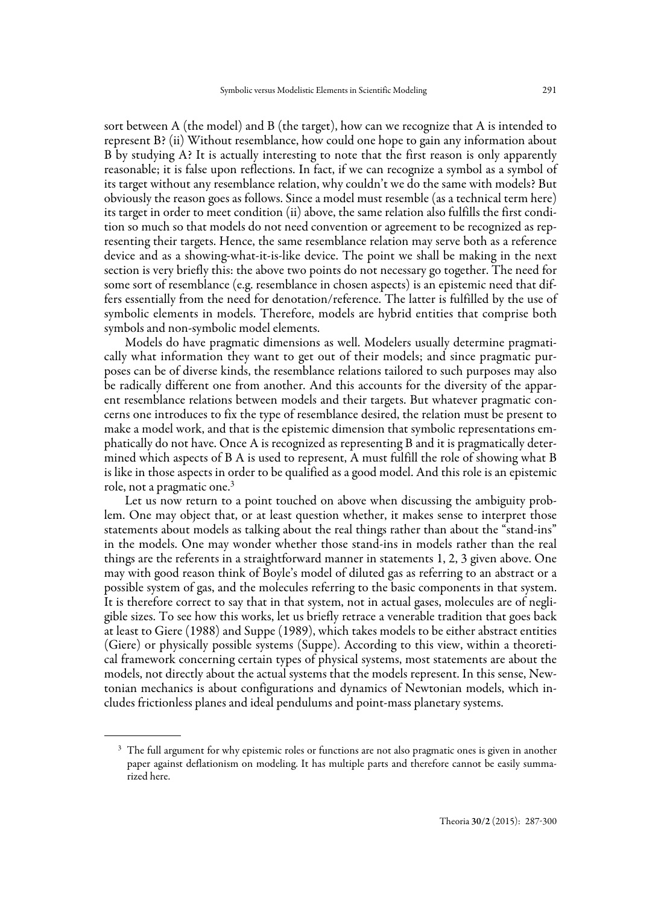sort between A (the model) and B (the target), how can we recognize that A is intended to represent B? (ii) Without resemblance, how could one hope to gain any information about B by studying A? It is actually interesting to note that the first reason is only apparently reasonable; it is false upon reflections. In fact, if we can recognize a symbol as a symbol of its target without any resemblance relation, why couldn't we do the same with models? But obviously the reason goes as follows. Since a model must resemble (as a technical term here) its target in order to meet condition (ii) above, the same relation also fulfills the first condition so much so that models do not need convention or agreement to be recognized as representing their targets. Hence, the same resemblance relation may serve both as a reference device and as a showing-what-it-is-like device. The point we shall be making in the next section is very briefly this: the above two points do not necessary go together. The need for some sort of resemblance (e.g. resemblance in chosen aspects) is an epistemic need that differs essentially from the need for denotation/reference. The latter is fulfilled by the use of symbolic elements in models. Therefore, models are hybrid entities that comprise both symbols and non-symbolic model elements.

Models do have pragmatic dimensions as well. Modelers usually determine pragmatically what information they want to get out of their models; and since pragmatic purposes can be of diverse kinds, the resemblance relations tailored to such purposes may also be radically different one from another. And this accounts for the diversity of the apparent resemblance relations between models and their targets. But whatever pragmatic concerns one introduces to fix the type of resemblance desired, the relation must be present to make a model work, and that is the epistemic dimension that symbolic representations emphatically do not have. Once A is recognized as representing B and it is pragmatically determined which aspects of B A is used to represent, A must fulfill the role of showing what B is like in those aspects in order to be qualified as a good model. And this role is an epistemic role, not a pragmatic one.[3]

Let us now return to a point touched on above when discussing the ambiguity problem. One may object that, or at least question whether, it makes sense to interpret those statements about models as talking about the real things rather than about the "stand-ins" in the models. One may wonder whether those stand-ins in models rather than the real things are the referents in a straightforward manner in statements 1, 2, 3 given above. One may with good reason think of Boyle's model of diluted gas as referring to an abstract or a possible system of gas, and the molecules referring to the basic components in that system. It is therefore correct to say that in that system, not in actual gases, molecules are of negligible sizes. To see how this works, let us briefly retrace a venerable tradition that goes back at least to Giere (1988) and Suppe (1989), which takes models to be either abstract entities (Giere) or physically possible systems (Suppe). According to this view, within a theoretical framework concerning certain types of physical systems, most statements are about the models, not directly about the actual systems that the models represent. In this sense, Newtonian mechanics is about configurations and dynamics of Newtonian models, which includes frictionless planes and ideal pendulums and point-mass planetary systems.

[3] The full argument for why epistemic roles or functions are not also pragmatic ones is given in another paper against deflationism on modeling. It has multiple parts and therefore cannot be easily summarized here.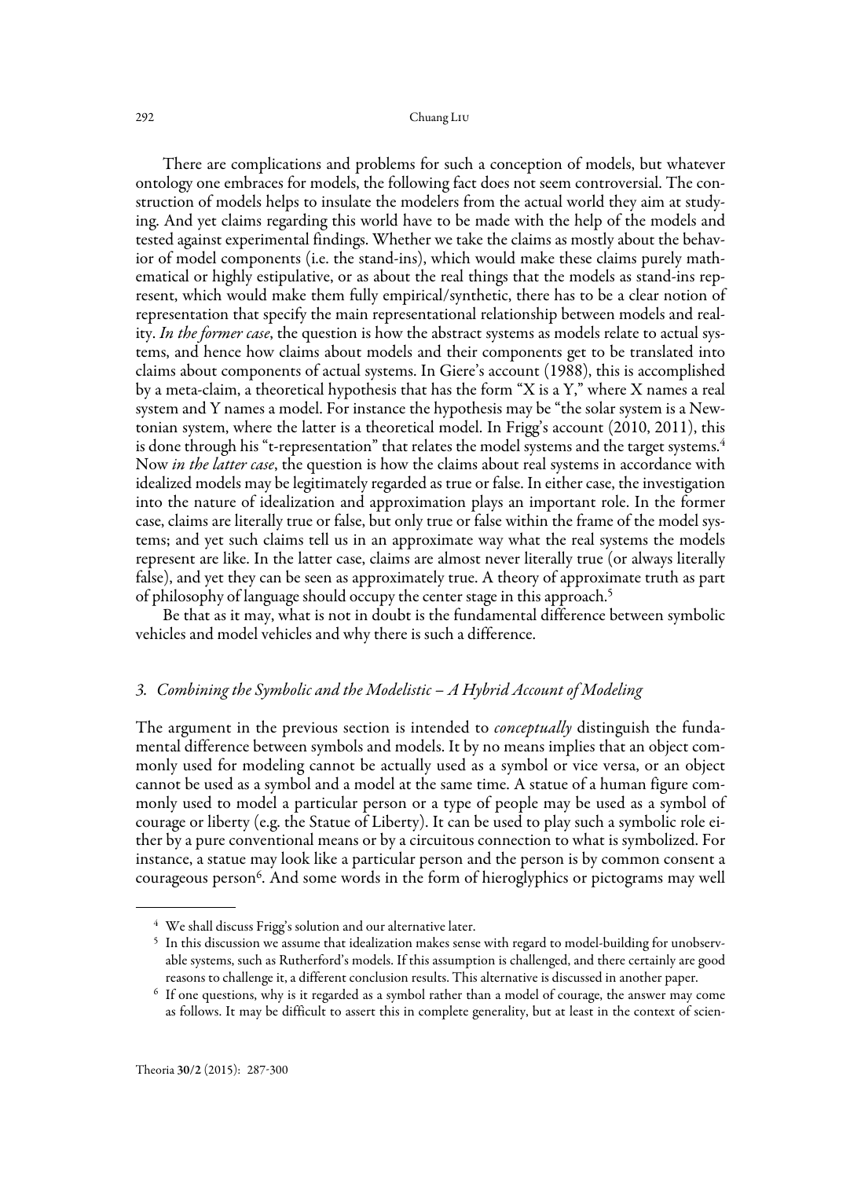There are complications and problems for such a conception of models, but whatever ontology one embraces for models, the following fact does not seem controversial. The construction of models helps to insulate the modelers from the actual world they aim at studying. And yet claims regarding this world have to be made with the help of the models and tested against experimental findings. Whether we take the claims as mostly about the behavior of model components (i.e. the stand-ins), which would make these claims purely mathematical or highly estipulative, or as about the real things that the models as stand-ins represent, which would make them fully empirical/synthetic, there has to be a clear notion of representation that specify the main representational relationship between models and reality. *In the former case*, the question is how the abstract systems as models relate to actual systems, and hence how claims about models and their components get to be translated into claims about components of actual systems. In Giere's account (1988), this is accomplished by a meta-claim, a theoretical hypothesis that has the form "X is a Y," where X names a real system and Y names a model. For instance the hypothesis may be "the solar system is a Newtonian system, where the latter is a theoretical model. In Frigg's account (2010, 2011), this is done through his "t-representation" that relates the model systems and the target systems.[4] Now *in the latter case*, the question is how the claims about real systems in accordance with idealized models may be legitimately regarded as true or false. In either case, the investigation into the nature of idealization and approximation plays an important role. In the former case, claims are literally true or false, but only true or false within the frame of the model systems; and yet such claims tell us in an approximate way what the real systems the models represent are like. In the latter case, claims are almost never literally true (or always literally false), and yet they can be seen as approximately true. A theory of approximate truth as part of philosophy of language should occupy the center stage in this approach.[5]

Be that as it may, what is not in doubt is the fundamental difference between symbolic vehicles and model vehicles and why there is such a difference.

### 3. Combining the Symbolic and the Modelistic – A Hybrid Account of Modeling

The argument in the previous section is intended to *conceptually* distinguish the fundamental difference between symbols and models. It by no means implies that an object commonly used for modeling cannot be actually used as a symbol or vice versa, or an object cannot be used as a symbol and a model at the same time. A statue of a human figure commonly used to model a particular person or a type of people may be used as a symbol of courage or liberty (e.g. the Statue of Liberty). It can be used to play such a symbolic role either by a pure conventional means or by a circuitous connection to what is symbolized. For instance, a statue may look like a particular person and the person is by common consent a courageous person[6]. And some words in the form of hieroglyphics or pictograms may well

---

[4] We shall discuss Frigg's solution and our alternative later.

[5] In this discussion we assume that idealization makes sense with regard to model-building for unobservable systems, such as Rutherford's models. If this assumption is challenged, and there certainly are good reasons to challenge it, a different conclusion results. This alternative is discussed in another paper.

[6] If one questions, why is it regarded as a symbol rather than a model of courage, the answer may come as follows. It may be difficult to assert this in complete generality, but at least in the context of scien-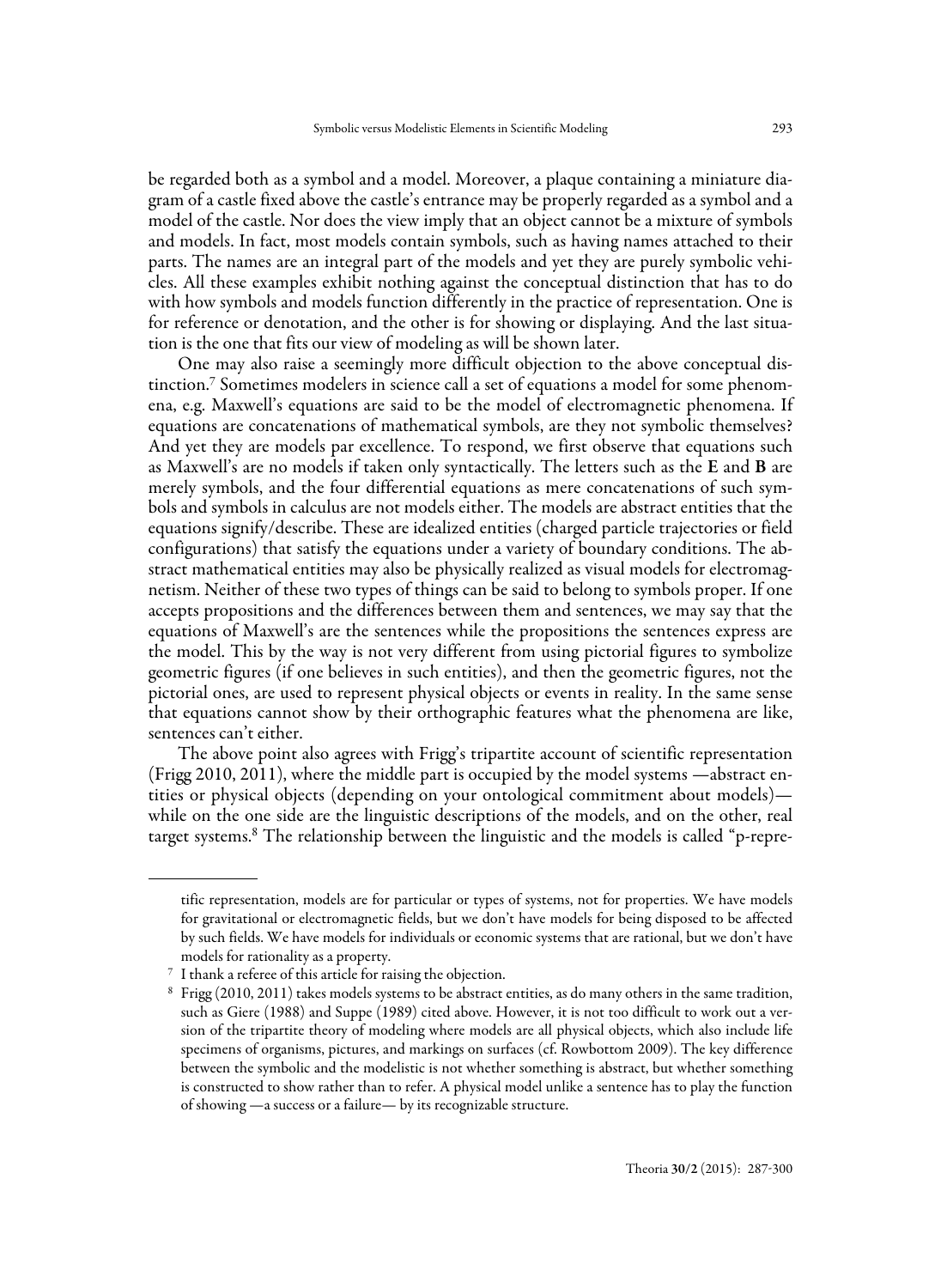be regarded both as a symbol and a model. Moreover, a plaque containing a miniature diagram of a castle fixed above the castle's entrance may be properly regarded as a symbol and a model of the castle. Nor does the view imply that an object cannot be a mixture of symbols and models. In fact, most models contain symbols, such as having names attached to their parts. The names are an integral part of the models and yet they are purely symbolic vehicles. All these examples exhibit nothing against the conceptual distinction that has to do with how symbols and models function differently in the practice of representation. One is for reference or denotation, and the other is for showing or displaying. And the last situation is the one that fits our view of modeling as will be shown later.

One may also raise a seemingly more difficult objection to the above conceptual distinction.[7] Sometimes modelers in science call a set of equations a model for some phenomena, e.g. Maxwell's equations are said to be the model of electromagnetic phenomena. If equations are concatenations of mathematical symbols, are they not symbolic themselves? And yet they are models par excellence. To respond, we first observe that equations such as Maxwell's are no models if taken only syntactically. The letters such as the **E** and **B** are merely symbols, and the four differential equations as mere concatenations of such symbols and symbols in calculus are not models either. The models are abstract entities that the equations signify/describe. These are idealized entities (charged particle trajectories or field configurations) that satisfy the equations under a variety of boundary conditions. The abstract mathematical entities may also be physically realized as visual models for electromagnetism. Neither of these two types of things can be said to belong to symbols proper. If one accepts propositions and the differences between them and sentences, we may say that the equations of Maxwell's are the sentences while the propositions the sentences express are the model. This by the way is not very different from using pictorial figures to symbolize geometric figures (if one believes in such entities), and then the geometric figures, not the pictorial ones, are used to represent physical objects or events in reality. In the same sense that equations cannot show by their orthographic features what the phenomena are like, sentences can't either.

The above point also agrees with Frigg's tripartite account of scientific representation (Frigg 2010, 2011), where the middle part is occupied by the model systems —abstract entities or physical objects (depending on your ontological commitment about models)— while on the one side are the linguistic descriptions of the models, and on the other, real target systems.[8] The relationship between the linguistic and the models is called "p-repre-

---

tific representation, models are for particular or types of systems, not for properties. We have models for gravitational or electromagnetic fields, but we don't have models for being disposed to be affected by such fields. We have models for individuals or economic systems that are rational, but we don't have models for rationality as a property.

[7] I thank a referee of this article for raising the objection.

[8] Frigg (2010, 2011) takes models systems to be abstract entities, as do many others in the same tradition, such as Giere (1988) and Suppe (1989) cited above. However, it is not too difficult to work out a version of the tripartite theory of modeling where models are all physical objects, which also include life specimens of organisms, pictures, and markings on surfaces (cf. Rowbottom 2009). The key difference between the symbolic and the modelistic is not whether something is abstract, but whether something is constructed to show rather than to refer. A physical model unlike a sentence has to play the function of showing —a success or a failure— by its recognizable structure.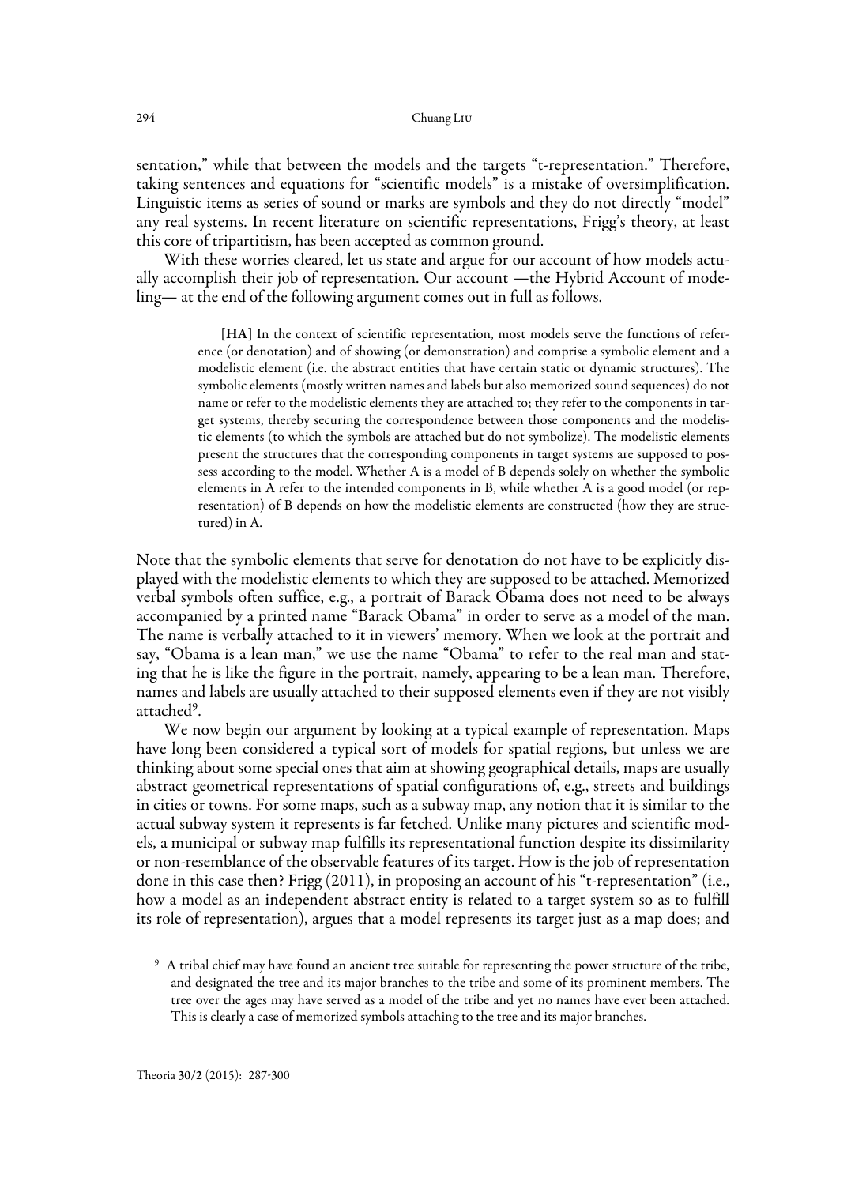sentation," while that between the models and the targets "t-representation." Therefore, taking sentences and equations for "scientific models" is a mistake of oversimplification. Linguistic items as series of sound or marks are symbols and they do not directly "model" any real systems. In recent literature on scientific representations, Frigg's theory, at least this core of tripartitism, has been accepted as common ground.

With these worries cleared, let us state and argue for our account of how models actually accomplish their job of representation. Our account —the Hybrid Account of modeling— at the end of the following argument comes out in full as follows.

> [**HA**] In the context of scientific representation, most models serve the functions of reference (or denotation) and of showing (or demonstration) and comprise a symbolic element and a modelistic element (i.e. the abstract entities that have certain static or dynamic structures). The symbolic elements (mostly written names and labels but also memorized sound sequences) do not name or refer to the modelistic elements they are attached to; they refer to the components in target systems, thereby securing the correspondence between those components and the modelistic elements (to which the symbols are attached but do not symbolize). The modelistic elements present the structures that the corresponding components in target systems are supposed to possess according to the model. Whether A is a model of B depends solely on whether the symbolic elements in A refer to the intended components in B, while whether A is a good model (or representation) of B depends on how the modelistic elements are constructed (how they are structured) in A.

Note that the symbolic elements that serve for denotation do not have to be explicitly displayed with the modelistic elements to which they are supposed to be attached. Memorized verbal symbols often suffice, e.g., a portrait of Barack Obama does not need to be always accompanied by a printed name "Barack Obama" in order to serve as a model of the man. The name is verbally attached to it in viewers' memory. When we look at the portrait and say, "Obama is a lean man," we use the name "Obama" to refer to the real man and stating that he is like the figure in the portrait, namely, appearing to be a lean man. Therefore, names and labels are usually attached to their supposed elements even if they are not visibly attached[9].

We now begin our argument by looking at a typical example of representation. Maps have long been considered a typical sort of models for spatial regions, but unless we are thinking about some special ones that aim at showing geographical details, maps are usually abstract geometrical representations of spatial configurations of, e.g., streets and buildings in cities or towns. For some maps, such as a subway map, any notion that it is similar to the actual subway system it represents is far fetched. Unlike many pictures and scientific models, a municipal or subway map fulfills its representational function despite its dissimilarity or non-resemblance of the observable features of its target. How is the job of representation done in this case then? Frigg (2011), in proposing an account of his "t-representation" (i.e., how a model as an independent abstract entity is related to a target system so as to fulfill its role of representation), argues that a model represents its target just as a map does; and

[9] A tribal chief may have found an ancient tree suitable for representing the power structure of the tribe, and designated the tree and its major branches to the tribe and some of its prominent members. The tree over the ages may have served as a model of the tribe and yet no names have ever been attached. This is clearly a case of memorized symbols attaching to the tree and its major branches.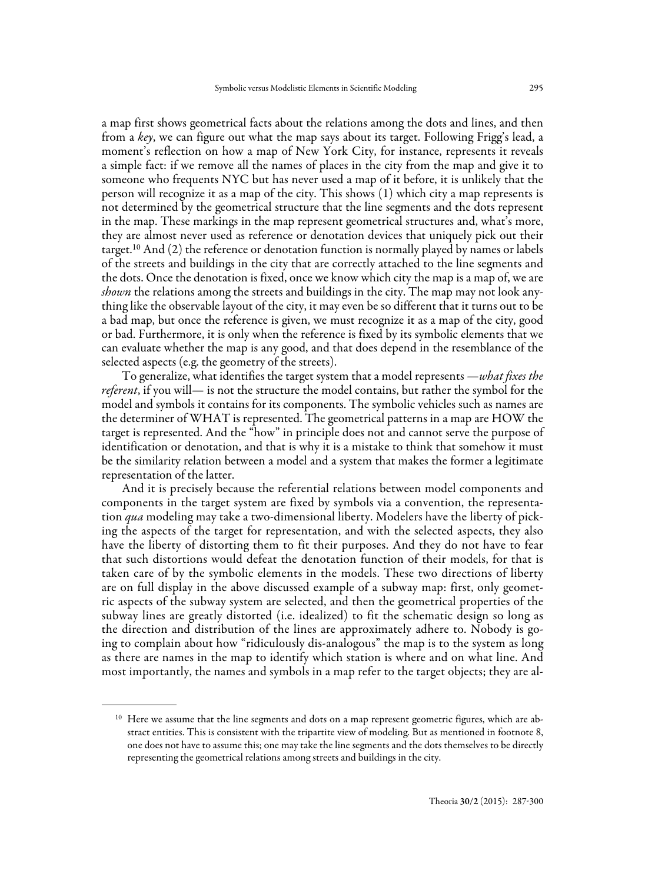a map first shows geometrical facts about the relations among the dots and lines, and then from a *key*, we can figure out what the map says about its target. Following Frigg's lead, a moment's reflection on how a map of New York City, for instance, represents it reveals a simple fact: if we remove all the names of places in the city from the map and give it to someone who frequents NYC but has never used a map of it before, it is unlikely that the person will recognize it as a map of the city. This shows (1) which city a map represents is not determined by the geometrical structure that the line segments and the dots represent in the map. These markings in the map represent geometrical structures and, what's more, they are almost never used as reference or denotation devices that uniquely pick out their target.[10] And (2) the reference or denotation function is normally played by names or labels of the streets and buildings in the city that are correctly attached to the line segments and the dots. Once the denotation is fixed, once we know which city the map is a map of, we are *shown* the relations among the streets and buildings in the city. The map may not look anything like the observable layout of the city, it may even be so different that it turns out to be a bad map, but once the reference is given, we must recognize it as a map of the city, good or bad. Furthermore, it is only when the reference is fixed by its symbolic elements that we can evaluate whether the map is any good, and that does depend in the resemblance of the selected aspects (e.g. the geometry of the streets).

To generalize, what identifies the target system that a model represents —*what fixes the referent*, if you will— is not the structure the model contains, but rather the symbol for the model and symbols it contains for its components. The symbolic vehicles such as names are the determiner of WHAT is represented. The geometrical patterns in a map are HOW the target is represented. And the "how" in principle does not and cannot serve the purpose of identification or denotation, and that is why it is a mistake to think that somehow it must be the similarity relation between a model and a system that makes the former a legitimate representation of the latter.

And it is precisely because the referential relations between model components and components in the target system are fixed by symbols via a convention, the representation *qua* modeling may take a two-dimensional liberty. Modelers have the liberty of picking the aspects of the target for representation, and with the selected aspects, they also have the liberty of distorting them to fit their purposes. And they do not have to fear that such distortions would defeat the denotation function of their models, for that is taken care of by the symbolic elements in the models. These two directions of liberty are on full display in the above discussed example of a subway map: first, only geometric aspects of the subway system are selected, and then the geometrical properties of the subway lines are greatly distorted (i.e. idealized) to fit the schematic design so long as the direction and distribution of the lines are approximately adhere to. Nobody is going to complain about how "ridiculously dis-analogous" the map is to the system as long as there are names in the map to identify which station is where and on what line. And most importantly, the names and symbols in a map refer to the target objects; they are al-

[10] Here we assume that the line segments and dots on a map represent geometric figures, which are abstract entities. This is consistent with the tripartite view of modeling. But as mentioned in footnote 8, one does not have to assume this; one may take the line segments and the dots themselves to be directly representing the geometrical relations among streets and buildings in the city.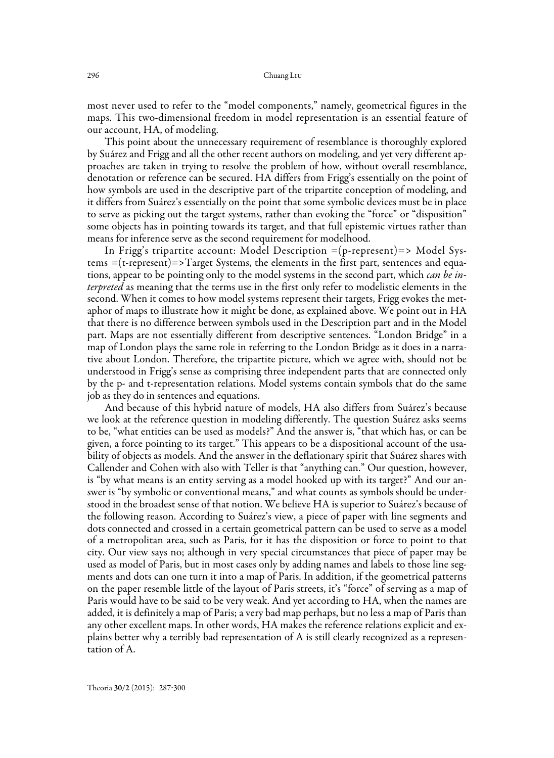most never used to refer to the "model components," namely, geometrical figures in the maps. This two-dimensional freedom in model representation is an essential feature of our account, HA, of modeling.

This point about the unnecessary requirement of resemblance is thoroughly explored by Suárez and Frigg and all the other recent authors on modeling, and yet very different approaches are taken in trying to resolve the problem of how, without overall resemblance, denotation or reference can be secured. HA differs from Frigg's essentially on the point of how symbols are used in the descriptive part of the tripartite conception of modeling, and it differs from Suárez's essentially on the point that some symbolic devices must be in place to serve as picking out the target systems, rather than evoking the "force" or "disposition" some objects has in pointing towards its target, and that full epistemic virtues rather than means for inference serve as the second requirement for modelhood.

In Frigg's tripartite account: Model Description =(p-represent)=> Model Systems =(t-represent)=>Target Systems, the elements in the first part, sentences and equations, appear to be pointing only to the model systems in the second part, which *can be interpreted* as meaning that the terms use in the first only refer to modelistic elements in the second. When it comes to how model systems represent their targets, Frigg evokes the metaphor of maps to illustrate how it might be done, as explained above. We point out in HA that there is no difference between symbols used in the Description part and in the Model part. Maps are not essentially different from descriptive sentences. "London Bridge" in a map of London plays the same role in referring to the London Bridge as it does in a narrative about London. Therefore, the tripartite picture, which we agree with, should not be understood in Frigg's sense as comprising three independent parts that are connected only by the p- and t-representation relations. Model systems contain symbols that do the same job as they do in sentences and equations.

And because of this hybrid nature of models, HA also differs from Suárez's because we look at the reference question in modeling differently. The question Suárez asks seems to be, "what entities can be used as models?" And the answer is, "that which has, or can be given, a force pointing to its target." This appears to be a dispositional account of the usability of objects as models. And the answer in the deflationary spirit that Suárez shares with Callender and Cohen with also with Teller is that "anything can." Our question, however, is "by what means is an entity serving as a model hooked up with its target?" And our answer is "by symbolic or conventional means," and what counts as symbols should be understood in the broadest sense of that notion. We believe HA is superior to Suárez's because of the following reason. According to Suárez's view, a piece of paper with line segments and dots connected and crossed in a certain geometrical pattern can be used to serve as a model of a metropolitan area, such as Paris, for it has the disposition or force to point to that city. Our view says no; although in very special circumstances that piece of paper may be used as model of Paris, but in most cases only by adding names and labels to those line segments and dots can one turn it into a map of Paris. In addition, if the geometrical patterns on the paper resemble little of the layout of Paris streets, it's "force" of serving as a map of Paris would have to be said to be very weak. And yet according to HA, when the names are added, it is definitely a map of Paris; a very bad map perhaps, but no less a map of Paris than any other excellent maps. In other words, HA makes the reference relations explicit and explains better why a terribly bad representation of A is still clearly recognized as a representation of A.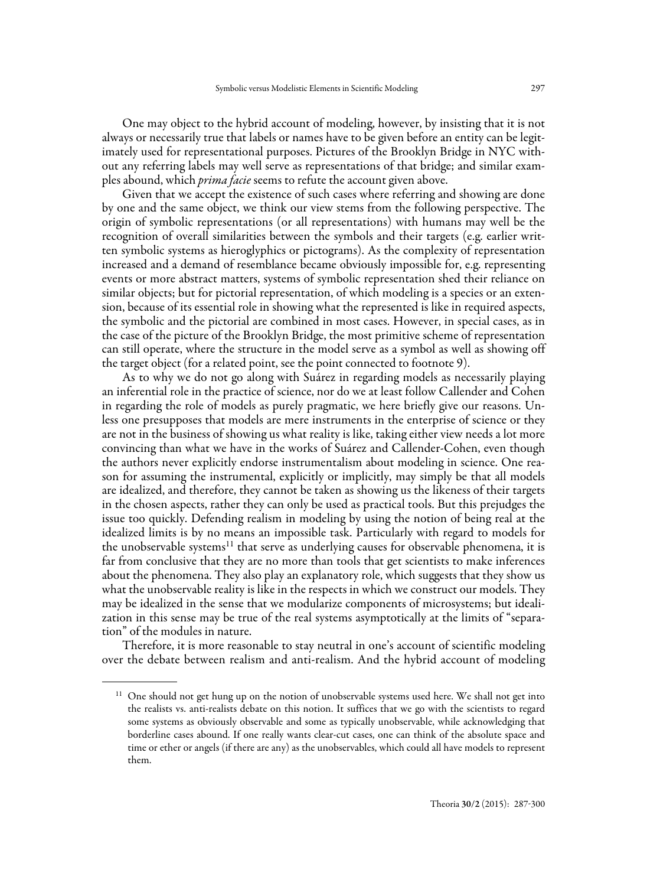One may object to the hybrid account of modeling, however, by insisting that it is not always or necessarily true that labels or names have to be given before an entity can be legitimately used for representational purposes. Pictures of the Brooklyn Bridge in NYC without any referring labels may well serve as representations of that bridge; and similar examples abound, which *prima facie* seems to refute the account given above.

Given that we accept the existence of such cases where referring and showing are done by one and the same object, we think our view stems from the following perspective. The origin of symbolic representations (or all representations) with humans may well be the recognition of overall similarities between the symbols and their targets (e.g. earlier written symbolic systems as hieroglyphics or pictograms). As the complexity of representation increased and a demand of resemblance became obviously impossible for, e.g. representing events or more abstract matters, systems of symbolic representation shed their reliance on similar objects; but for pictorial representation, of which modeling is a species or an extension, because of its essential role in showing what the represented is like in required aspects, the symbolic and the pictorial are combined in most cases. However, in special cases, as in the case of the picture of the Brooklyn Bridge, the most primitive scheme of representation can still operate, where the structure in the model serve as a symbol as well as showing off the target object (for a related point, see the point connected to footnote 9).

As to why we do not go along with Suárez in regarding models as necessarily playing an inferential role in the practice of science, nor do we at least follow Callender and Cohen in regarding the role of models as purely pragmatic, we here briefly give our reasons. Unless one presupposes that models are mere instruments in the enterprise of science or they are not in the business of showing us what reality is like, taking either view needs a lot more convincing than what we have in the works of Suárez and Callender-Cohen, even though the authors never explicitly endorse instrumentalism about modeling in science. One reason for assuming the instrumental, explicitly or implicitly, may simply be that all models are idealized, and therefore, they cannot be taken as showing us the likeness of their targets in the chosen aspects, rather they can only be used as practical tools. But this prejudges the issue too quickly. Defending realism in modeling by using the notion of being real at the idealized limits is by no means an impossible task. Particularly with regard to models for the unobservable systems[11] that serve as underlying causes for observable phenomena, it is far from conclusive that they are no more than tools that get scientists to make inferences about the phenomena. They also play an explanatory role, which suggests that they show us what the unobservable reality is like in the respects in which we construct our models. They may be idealized in the sense that we modularize components of microsystems; but idealization in this sense may be true of the real systems asymptotically at the limits of "separation" of the modules in nature.

Therefore, it is more reasonable to stay neutral in one's account of scientific modeling over the debate between realism and anti-realism. And the hybrid account of modeling

[11] One should not get hung up on the notion of unobservable systems used here. We shall not get into the realists vs. anti-realists debate on this notion. It suffices that we go with the scientists to regard some systems as obviously observable and some as typically unobservable, while acknowledging that borderline cases abound. If one really wants clear-cut cases, one can think of the absolute space and time or ether or angels (if there are any) as the unobservables, which could all have models to represent them.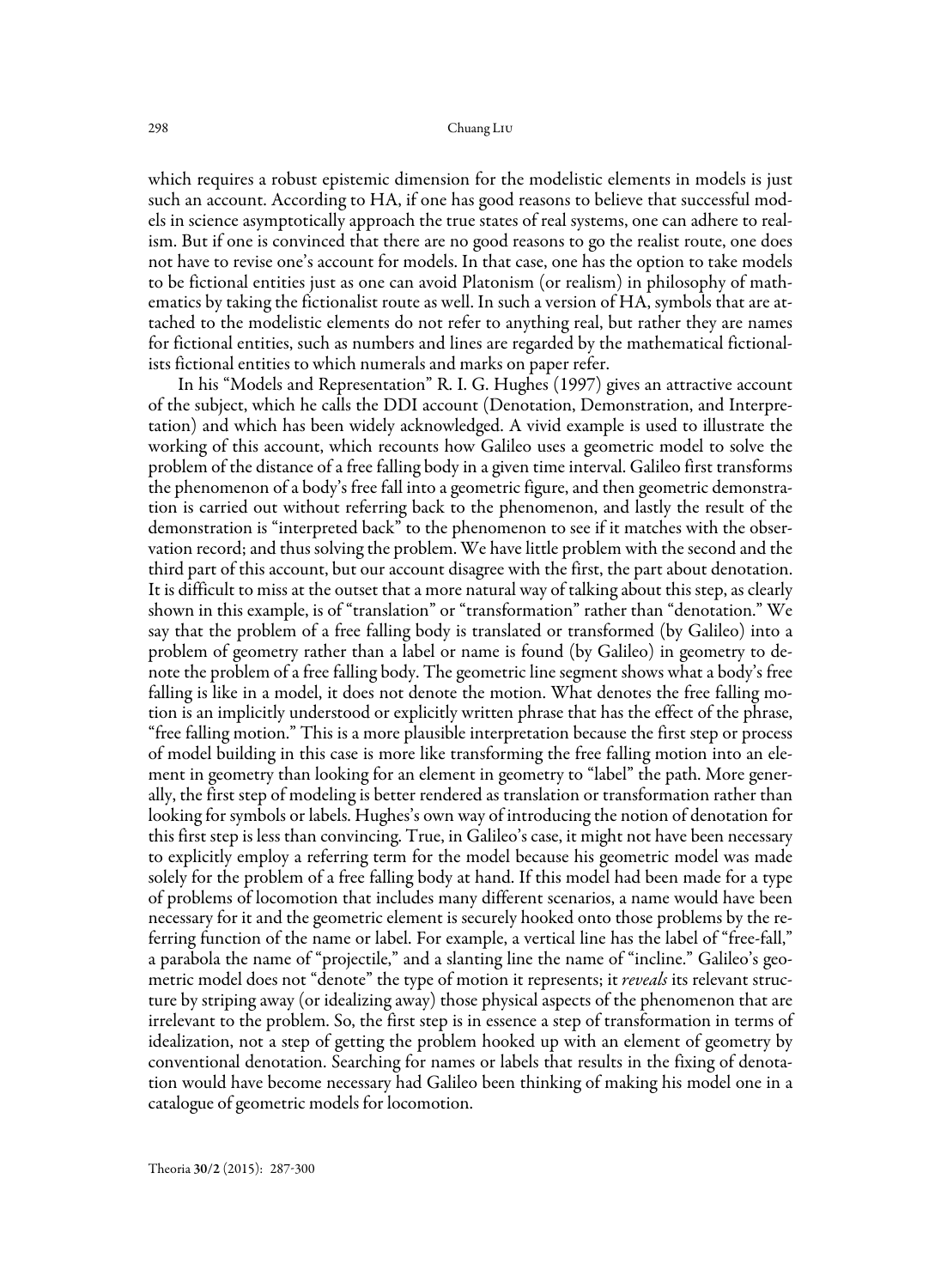which requires a robust epistemic dimension for the modelistic elements in models is just such an account. According to HA, if one has good reasons to believe that successful models in science asymptotically approach the true states of real systems, one can adhere to realism. But if one is convinced that there are no good reasons to go the realist route, one does not have to revise one's account for models. In that case, one has the option to take models to be fictional entities just as one can avoid Platonism (or realism) in philosophy of mathematics by taking the fictionalist route as well. In such a version of HA, symbols that are attached to the modelistic elements do not refer to anything real, but rather they are names for fictional entities, such as numbers and lines are regarded by the mathematical fictionalists fictional entities to which numerals and marks on paper refer.

In his "Models and Representation" R. I. G. Hughes (1997) gives an attractive account of the subject, which he calls the DDI account (Denotation, Demonstration, and Interpretation) and which has been widely acknowledged. A vivid example is used to illustrate the working of this account, which recounts how Galileo uses a geometric model to solve the problem of the distance of a free falling body in a given time interval. Galileo first transforms the phenomenon of a body's free fall into a geometric figure, and then geometric demonstration is carried out without referring back to the phenomenon, and lastly the result of the demonstration is "interpreted back" to the phenomenon to see if it matches with the observation record; and thus solving the problem. We have little problem with the second and the third part of this account, but our account disagree with the first, the part about denotation. It is difficult to miss at the outset that a more natural way of talking about this step, as clearly shown in this example, is of "translation" or "transformation" rather than "denotation." We say that the problem of a free falling body is translated or transformed (by Galileo) into a problem of geometry rather than a label or name is found (by Galileo) in geometry to denote the problem of a free falling body. The geometric line segment shows what a body's free falling is like in a model, it does not denote the motion. What denotes the free falling motion is an implicitly understood or explicitly written phrase that has the effect of the phrase, "free falling motion." This is a more plausible interpretation because the first step or process of model building in this case is more like transforming the free falling motion into an element in geometry than looking for an element in geometry to "label" the path. More generally, the first step of modeling is better rendered as translation or transformation rather than looking for symbols or labels. Hughes's own way of introducing the notion of denotation for this first step is less than convincing. True, in Galileo's case, it might not have been necessary to explicitly employ a referring term for the model because his geometric model was made solely for the problem of a free falling body at hand. If this model had been made for a type of problems of locomotion that includes many different scenarios, a name would have been necessary for it and the geometric element is securely hooked onto those problems by the referring function of the name or label. For example, a vertical line has the label of "free-fall," a parabola the name of "projectile," and a slanting line the name of "incline." Galileo's geometric model does not "denote" the type of motion it represents; it *reveals* its relevant structure by striping away (or idealizing away) those physical aspects of the phenomenon that are irrelevant to the problem. So, the first step is in essence a step of transformation in terms of idealization, not a step of getting the problem hooked up with an element of geometry by conventional denotation. Searching for names or labels that results in the fixing of denotation would have become necessary had Galileo been thinking of making his model one in a catalogue of geometric models for locomotion.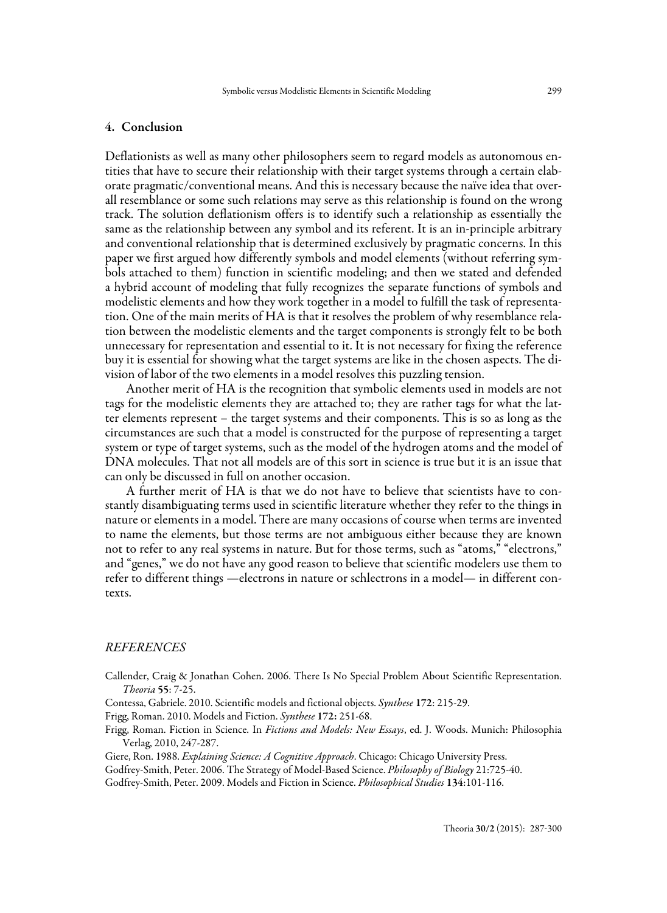## 4. Conclusion

Deflationists as well as many other philosophers seem to regard models as autonomous entities that have to secure their relationship with their target systems through a certain elaborate pragmatic/conventional means. And this is necessary because the naïve idea that overall resemblance or some such relations may serve as this relationship is found on the wrong track. The solution deflationism offers is to identify such a relationship as essentially the same as the relationship between any symbol and its referent. It is an in-principle arbitrary and conventional relationship that is determined exclusively by pragmatic concerns. In this paper we first argued how differently symbols and model elements (without referring symbols attached to them) function in scientific modeling; and then we stated and defended a hybrid account of modeling that fully recognizes the separate functions of symbols and modelistic elements and how they work together in a model to fulfill the task of representation. One of the main merits of HA is that it resolves the problem of why resemblance relation between the modelistic elements and the target components is strongly felt to be both unnecessary for representation and essential to it. It is not necessary for fixing the reference buy it is essential for showing what the target systems are like in the chosen aspects. The division of labor of the two elements in a model resolves this puzzling tension.

Another merit of HA is the recognition that symbolic elements used in models are not tags for the modelistic elements they are attached to; they are rather tags for what the latter elements represent – the target systems and their components. This is so as long as the circumstances are such that a model is constructed for the purpose of representing a target system or type of target systems, such as the model of the hydrogen atoms and the model of DNA molecules. That not all models are of this sort in science is true but it is an issue that can only be discussed in full on another occasion.

A further merit of HA is that we do not have to believe that scientists have to constantly disambiguating terms used in scientific literature whether they refer to the things in nature or elements in a model. There are many occasions of course when terms are invented to name the elements, but those terms are not ambiguous either because they are known not to refer to any real systems in nature. But for those terms, such as "atoms," "electrons," and "genes," we do not have any good reason to believe that scientific modelers use them to refer to different things —electrons in nature or schlectrons in a model— in different contexts.

## *REFERENCES*

Callender, Craig & Jonathan Cohen. 2006. There Is No Special Problem About Scientific Representation. *Theoria* **55**: 7-25.

Contessa, Gabriele. 2010. Scientific models and fictional objects. *Synthese* **172**: 215-29.

Frigg, Roman. 2010. Models and Fiction. *Synthese* **172:** 251-68.

Frigg, Roman. Fiction in Science. In *Fictions and Models: New Essays*, ed. J. Woods. Munich: Philosophia Verlag, 2010, 247-287.

Giere, Ron. 1988. *Explaining Science: A Cognitive Approach*. Chicago: Chicago University Press.

Godfrey-Smith, Peter. 2006. The Strategy of Model-Based Science. *Philosophy of Biology* 21:725-40.

Godfrey-Smith, Peter. 2009. Models and Fiction in Science. *Philosophical Studies* **134**:101-116.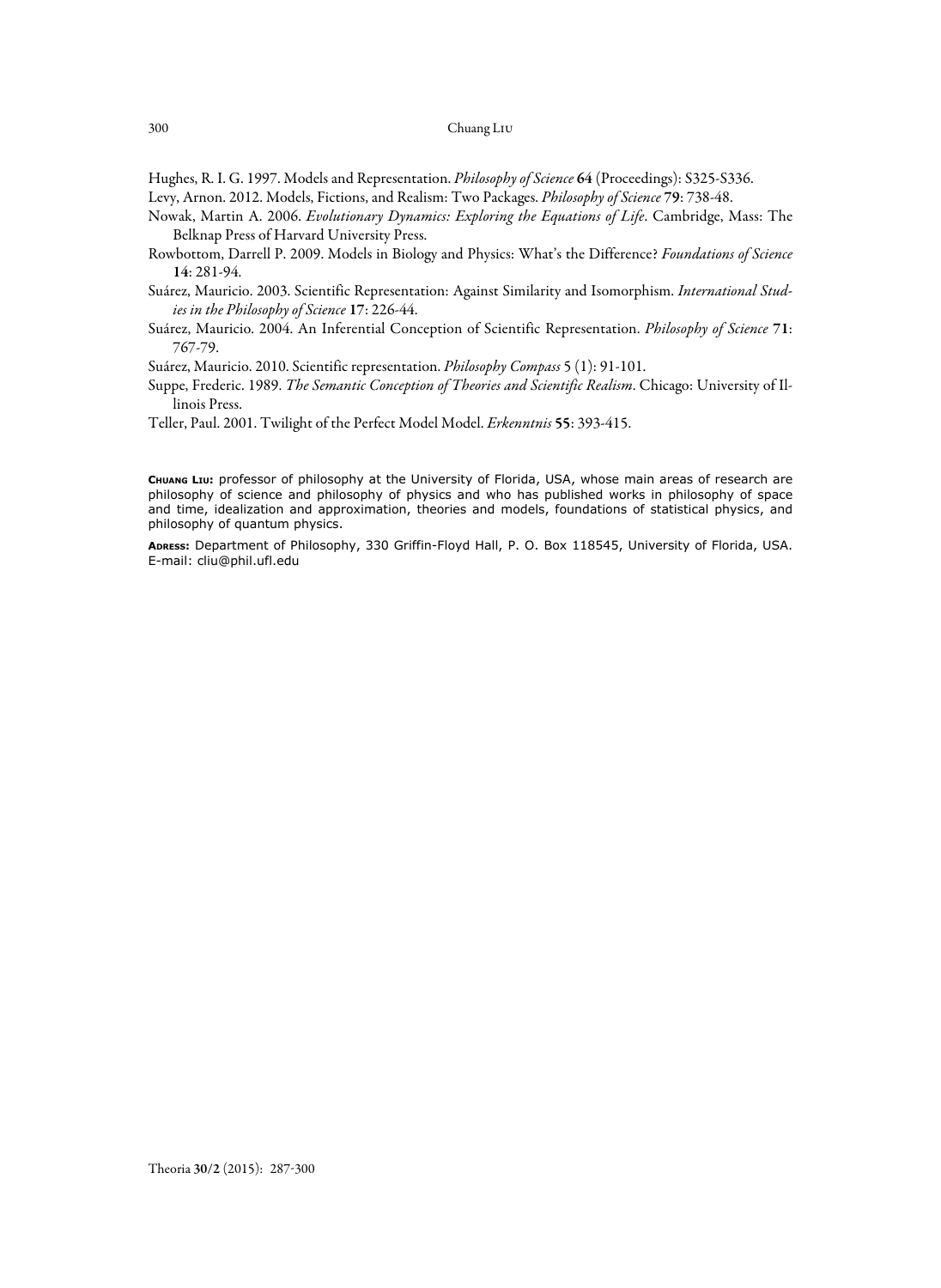Hughes, R. I. G. 1997. Models and Representation. *Philosophy of Science* **64** (Proceedings): S325-S336.

Levy, Arnon. 2012. Models, Fictions, and Realism: Two Packages. *Philosophy of Science* **79**: 738-48.

Nowak, Martin A. 2006. *Evolutionary Dynamics: Exploring the Equations of Life*. Cambridge, Mass: The Belknap Press of Harvard University Press.

Rowbottom, Darrell P. 2009. Models in Biology and Physics: What's the Difference? *Foundations of Science* **14**: 281-94.

Suárez, Mauricio. 2003. Scientific Representation: Against Similarity and Isomorphism. *International Studies in the Philosophy of Science* **17**: 226-44.

Suárez, Mauricio. 2004. An Inferential Conception of Scientific Representation. *Philosophy of Science* **71**: 767-79.

Suárez, Mauricio. 2010. Scientific representation. *Philosophy Compass* 5 (1): 91-101.

Suppe, Frederic. 1989. *The Semantic Conception of Theories and Scientific Realism*. Chicago: University of Illinois Press.

Teller, Paul. 2001. Twilight of the Perfect Model Model. *Erkenntnis* **55**: 393-415.

**Chuang Liu:** professor of philosophy at the University of Florida, USA, whose main areas of research are philosophy of science and philosophy of physics and who has published works in philosophy of space and time, idealization and approximation, theories and models, foundations of statistical physics, and philosophy of quantum physics.

**Adress:** Department of Philosophy, 330 Griffin-Floyd Hall, P. O. Box 118545, University of Florida, USA. E-mail: cliu@phil.ufl.edu